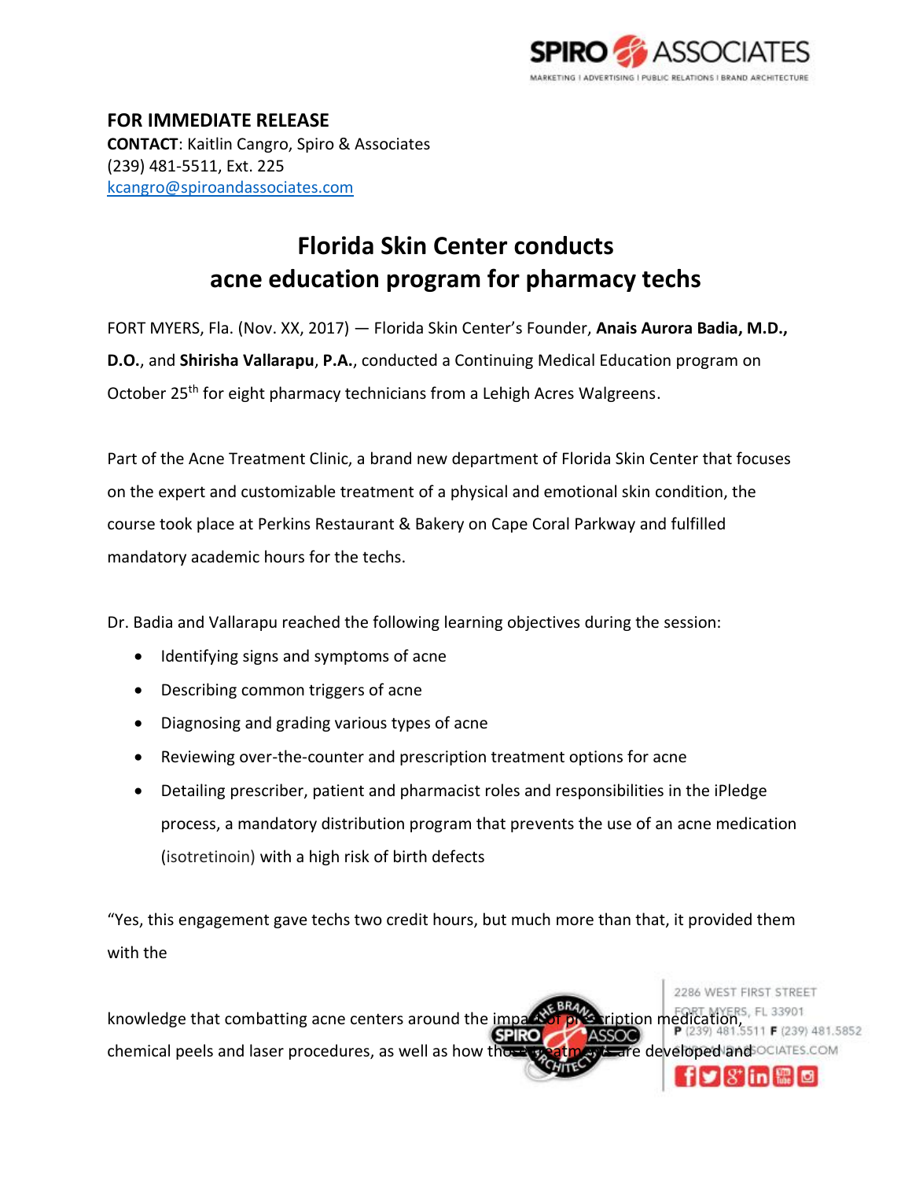**FOR IMMEDIATE RELEASE**
**CONTACT**: Kaitlin Cangro, Spiro & Associates
(239) 481-5511, Ext. 225
kcangro@spiroandassociates.com

# Florida Skin Center conducts acne education program for pharmacy techs

FORT MYERS, Fla. (Nov. XX, 2017) — Florida Skin Center's Founder, **Anais Aurora Badia, M.D., D.O.**, and **Shirisha Vallarapu**, **P.A.**, conducted a Continuing Medical Education program on October 25th for eight pharmacy technicians from a Lehigh Acres Walgreens.

Part of the Acne Treatment Clinic, a brand new department of Florida Skin Center that focuses on the expert and customizable treatment of a physical and emotional skin condition, the course took place at Perkins Restaurant & Bakery on Cape Coral Parkway and fulfilled mandatory academic hours for the techs.

Dr. Badia and Vallarapu reached the following learning objectives during the session:

- Identifying signs and symptoms of acne
- Describing common triggers of acne
- Diagnosing and grading various types of acne
- Reviewing over-the-counter and prescription treatment options for acne
- Detailing prescriber, patient and pharmacist roles and responsibilities in the iPledge process, a mandatory distribution program that prevents the use of an acne medication (isotretinoin) with a high risk of birth defects

"Yes, this engagement gave techs two credit hours, but much more than that, it provided them with the

knowledge that combatting acne centers around the impact of prescription medication, chemical peels and laser procedures, as well as how those treatments are developed and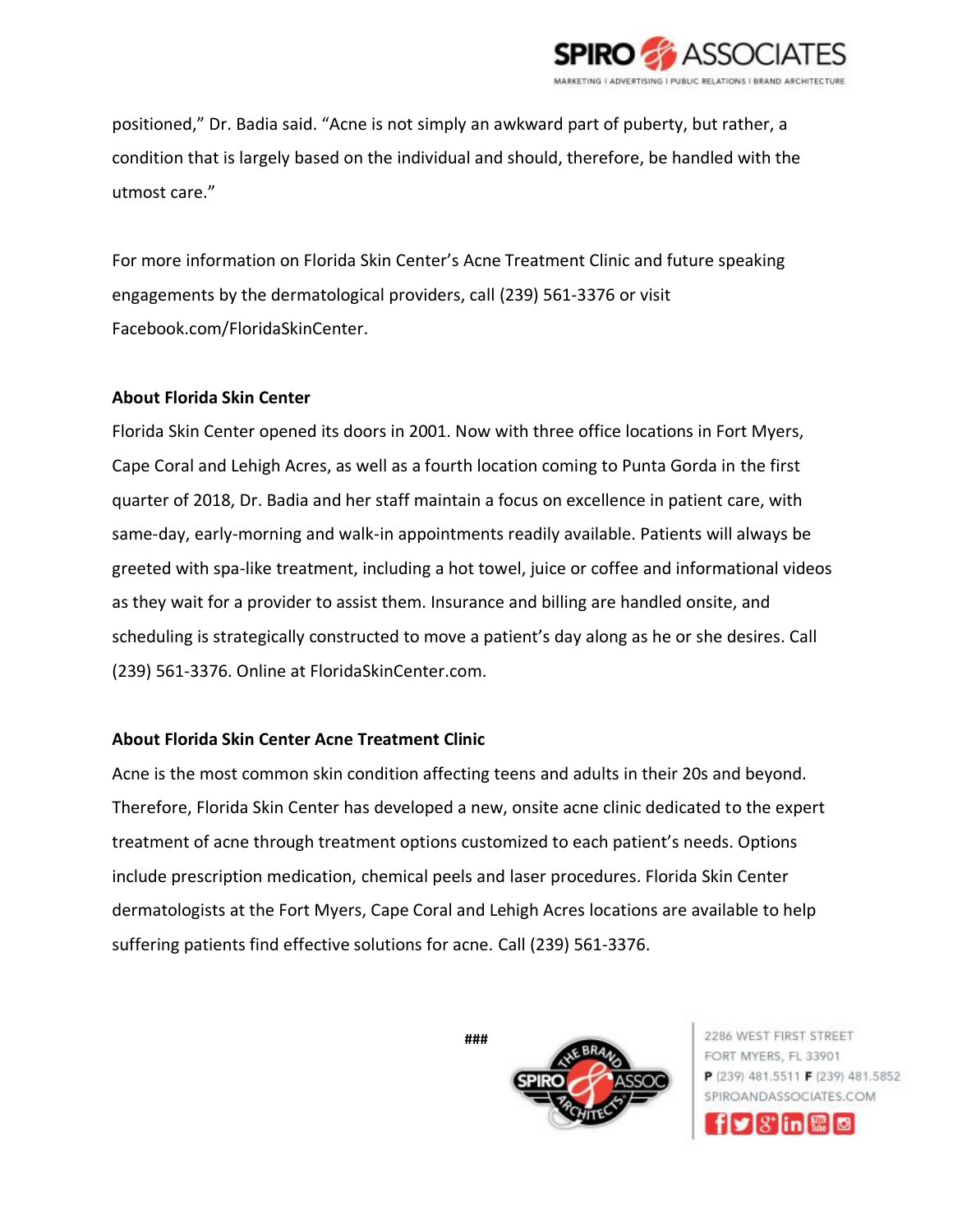positioned," Dr. Badia said. "Acne is not simply an awkward part of puberty, but rather, a condition that is largely based on the individual and should, therefore, be handled with the utmost care."

For more information on Florida Skin Center's Acne Treatment Clinic and future speaking engagements by the dermatological providers, call (239) 561-3376 or visit Facebook.com/FloridaSkinCenter.

**About Florida Skin Center**

Florida Skin Center opened its doors in 2001. Now with three office locations in Fort Myers, Cape Coral and Lehigh Acres, as well as a fourth location coming to Punta Gorda in the first quarter of 2018, Dr. Badia and her staff maintain a focus on excellence in patient care, with same-day, early-morning and walk-in appointments readily available. Patients will always be greeted with spa-like treatment, including a hot towel, juice or coffee and informational videos as they wait for a provider to assist them. Insurance and billing are handled onsite, and scheduling is strategically constructed to move a patient's day along as he or she desires. Call (239) 561-3376. Online at FloridaSkinCenter.com.

**About Florida Skin Center Acne Treatment Clinic**

Acne is the most common skin condition affecting teens and adults in their 20s and beyond. Therefore, Florida Skin Center has developed a new, onsite acne clinic dedicated to the expert treatment of acne through treatment options customized to each patient's needs. Options include prescription medication, chemical peels and laser procedures. Florida Skin Center dermatologists at the Fort Myers, Cape Coral and Lehigh Acres locations are available to help suffering patients find effective solutions for acne. Call (239) 561-3376.

###

2286 WEST FIRST STREET
FORT MYERS, FL 33901
**P** (239) 481.5511 **F** (239) 481.5852
SPIROANDASSOCIATES.COM